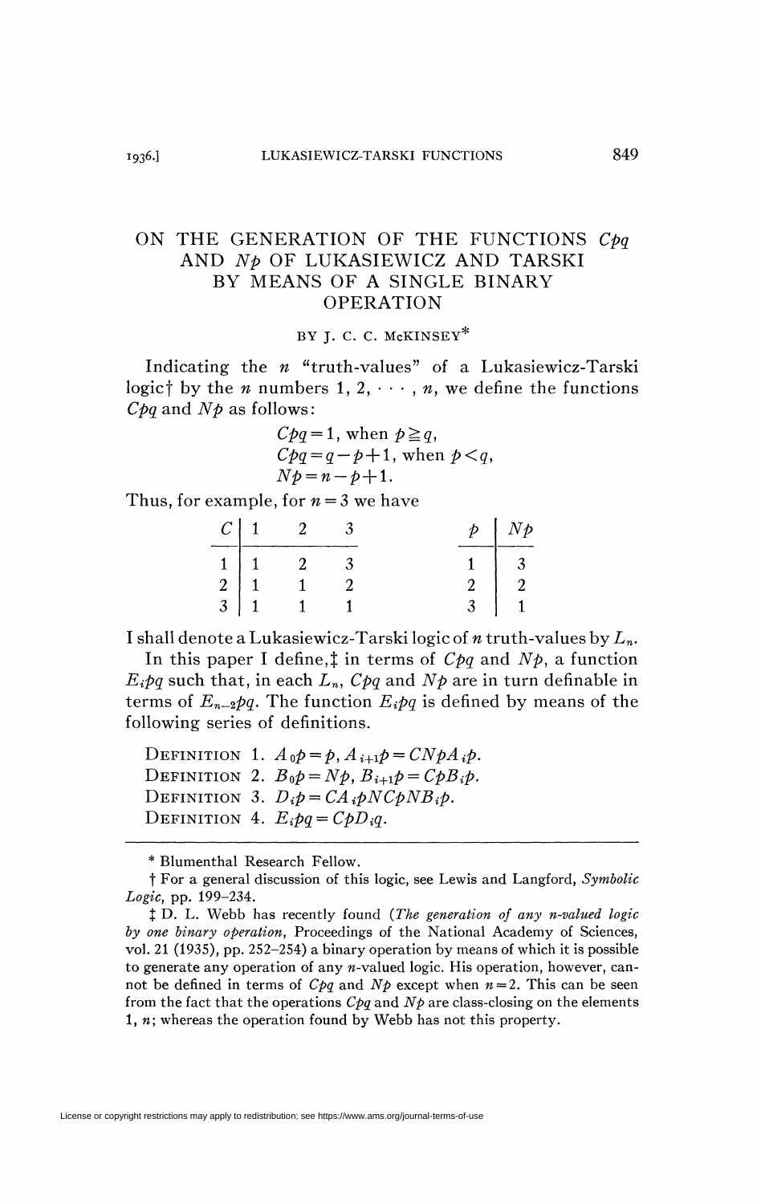# ON THE GENERATION OF THE FUNCTIONS $Cpq$ AND $Np$ OF LUKASIEWICZ AND TARSKI BY MEANS OF A SINGLE BINARY OPERATION

BY J. C. C. McKINSEY*

Indicating the $n$ "truth-values" of a Lukasiewicz-Tarski logic† by the $n$ numbers $1, 2, \cdots, n$, we define the functions $Cpq$ and $Np$ as follows:

$$Cpq = 1, \text{ when } p \geqq q,$$
$$Cpq = q - p + 1, \text{ when } p < q,$$
$$Np = n - p + 1.$$

Thus, for example, for $n = 3$ we have

| $C$ | 1 | 2 | 3 |
|---|---|---|---|
| 1 | 1 | 2 | 3 |
| 2 | 1 | 1 | 2 |
| 3 | 1 | 1 | 1 |

| $p$ | $Np$ |
|---|---|
| 1 | 3 |
| 2 | 2 |
| 3 | 1 |

I shall denote a Lukasiewicz-Tarski logic of $n$ truth-values by $L_n$.

In this paper I define,‡ in terms of $Cpq$ and $Np$, a function $E_ipq$ such that, in each $L_n$, $Cpq$ and $Np$ are in turn definable in terms of $E_{n-2}pq$. The function $E_ipq$ is defined by means of the following series of definitions.

DEFINITION 1. $A_0p = p$, $A_{i+1}p = CNpA_ip$.

DEFINITION 2. $B_0p = Np$, $B_{i+1}p = CpB_ip$.

DEFINITION 3. $D_ip = CA_ipNCpNB_ip$.

DEFINITION 4. $E_ipq = CpD_iq$.

---

* Blumenthal Research Fellow.

† For a general discussion of this logic, see Lewis and Langford, *Symbolic Logic*, pp. 199–234.

‡ D. L. Webb has recently found (*The generation of any n-valued logic by one binary operation*, Proceedings of the National Academy of Sciences, vol. 21 (1935), pp. 252–254) a binary operation by means of which it is possible to generate any operation of any $n$-valued logic. His operation, however, cannot be defined in terms of $Cpq$ and $Np$ except when $n = 2$. This can be seen from the fact that the operations $Cpq$ and $Np$ are class-closing on the elements $1, n$; whereas the operation found by Webb has not this property.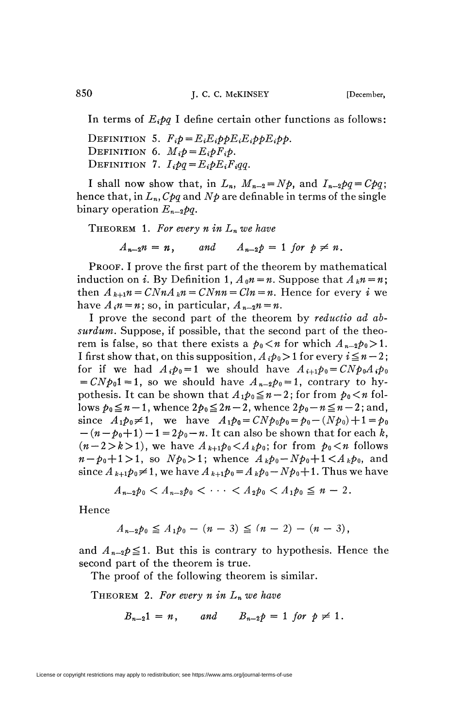In terms of $E_ipq$ I define certain other functions as follows:

DEFINITION 5. $F_ip = E_iE_ippE_iE_ippE_ipp$.

DEFINITION 6. $M_ip = E_ipF_ip$.

DEFINITION 7. $I_ipq = E_ipE_iF_iqq$.

I shall now show that, in $L_n$, $M_{n-2} = Np$, and $I_{n-2}pq = Cpq$; hence that, in $L_n$, $Cpq$ and $Np$ are definable in terms of the single binary operation $E_{n-2}pq$.

THEOREM 1. *For every $n$ in $L_n$ we have*

$$A_{n-2}n = n, \qquad \text{and} \qquad A_{n-2}p = 1 \text{ for } p \neq n.$$

PROOF. I prove the first part of the theorem by mathematical induction on $i$. By Definition 1, $A_0n = n$. Suppose that $A_kn = n$; then $A_{k+1}n = CNnA_kn = CNnn = Cln = n$. Hence for every $i$ we have $A_in = n$; so, in particular, $A_{n-2}n = n$.

I prove the second part of the theorem by *reductio ad absurdum*. Suppose, if possible, that the second part of the theorem is false, so that there exists a $p_0 < n$ for which $A_{n-2}p_0 > 1$. I first show that, on this supposition, $A_ip_0 > 1$ for every $i \leqq n-2$; for if we had $A_ip_0 = 1$ we should have $A_{i+1}p_0 = CNp_0A_ip_0 = CNp_01 = 1$, so we should have $A_{n-2}p_0 = 1$, contrary to hypothesis. It can be shown that $A_1p_0 \leqq n-2$; for from $p_0 < n$ follows $p_0 \leqq n-1$, whence $2p_0 \leqq 2n-2$, whence $2p_0 - n \leqq n-2$; and, since $A_1p_0 \neq 1$, we have $A_1p_0 = CNp_0p_0 = p_0 - (Np_0) + 1 = p_0 - (n - p_0 + 1) - 1 = 2p_0 - n$. It can also be shown that for each $k$, $(n-2 > k > 1)$, we have $A_{k+1}p_0 < A_kp_0$; for from $p_0 < n$ follows $n - p_0 + 1 > 1$, so $Np_0 > 1$; whence $A_kp_0 - Np_0 + 1 < A_kp_0$, and since $A_{k+1}p_0 \neq 1$, we have $A_{k+1}p_0 = A_kp_0 - Np_0 + 1$. Thus we have

$$A_{n-2}p_0 < A_{n-3}p_0 < \cdots < A_2p_0 < A_1p_0 \leqq n - 2.$$

Hence

$$A_{n-2}p_0 \leqq A_1p_0 - (n-3) \leqq (n-2) - (n-3),$$

and $A_{n-2}p \leqq 1$. But this is contrary to hypothesis. Hence the second part of the theorem is true.

The proof of the following theorem is similar.

THEOREM 2. *For every $n$ in $L_n$ we have*

$$B_{n-2}1 = n, \qquad \text{and} \qquad B_{n-2}p = 1 \text{ for } p \neq 1.$$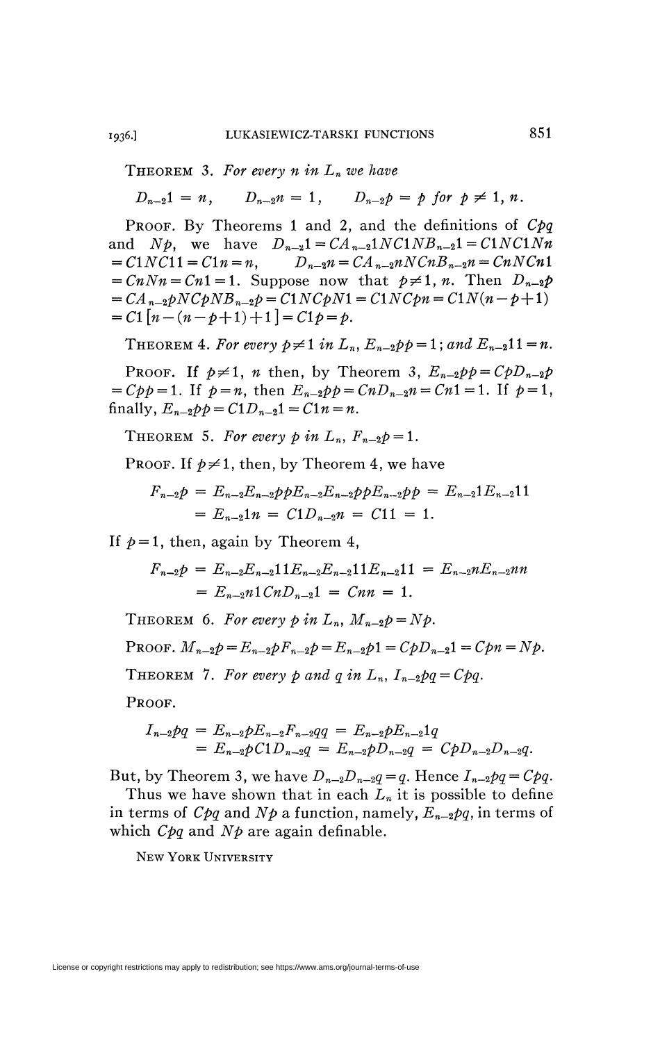THEOREM 3. *For every $n$ in $L_n$ we have*

$$D_{n-2}1 = n, \qquad D_{n-2}n = 1, \qquad D_{n-2}p = p \text{ for } p \neq 1, n.$$

PROOF. By Theorems 1 and 2, and the definitions of $Cpq$ and $Np$, we have $D_{n-2}1 = CA_{n-2}1NC1NB_{n-2}1 = C1NC1Nn = C1NC11 = C1n = n$, $\quad D_{n-2}n = CA_{n-2}nNCnB_{n-2}n = CnNCn1 = CnNn = Cn1 = 1$. Suppose now that $p \neq 1, n$. Then $D_{n-2}p = CA_{n-2}pNCpNB_{n-2}p = C1NCpN1 = C1NCpn = C1N(n-p+1) = C1[n-(n-p+1)+1] = C1p = p$.

THEOREM 4. *For every $p \neq 1$ in $L_n$, $E_{n-2}pp = 1$; and $E_{n-2}11 = n$.*

PROOF. If $p \neq 1$, $n$ then, by Theorem 3, $E_{n-2}pp = CpD_{n-2}p = Cpp = 1$. If $p = n$, then $E_{n-2}pp = CnD_{n-2}n = Cn1 = 1$. If $p = 1$, finally, $E_{n-2}pp = C1D_{n-2}1 = C1n = n$.

THEOREM 5. *For every $p$ in $L_n$, $F_{n-2}p = 1$.*

PROOF. If $p \neq 1$, then, by Theorem 4, we have

$$\begin{aligned} F_{n-2}p &= E_{n-2}E_{n-2}ppE_{n-2}E_{n-2}ppE_{n-2}pp = E_{n-2}1E_{n-2}11 \\ &= E_{n-2}1n = C1D_{n-2}n = C11 = 1. \end{aligned}$$

If $p = 1$, then, again by Theorem 4,

$$\begin{aligned} F_{n-2}p &= E_{n-2}E_{n-2}11E_{n-2}E_{n-2}11E_{n-2}11 = E_{n-2}nE_{n-2}nn \\ &= E_{n-2}n1CnD_{n-2}1 = Cnn = 1. \end{aligned}$$

THEOREM 6. *For every $p$ in $L_n$, $M_{n-2}p = Np$.*

PROOF. $M_{n-2}p = E_{n-2}pF_{n-2}p = E_{n-2}p1 = CpD_{n-2}1 = Cpn = Np$.

THEOREM 7. *For every $p$ and $q$ in $L_n$, $I_{n-2}pq = Cpq$.*

PROOF.

$$\begin{aligned} I_{n-2}pq &= E_{n-2}pE_{n-2}F_{n-2}qq = E_{n-2}pE_{n-2}1q \\ &= E_{n-2}pC1D_{n-2}q = E_{n-2}pD_{n-2}q = CpD_{n-2}D_{n-2}q. \end{aligned}$$

But, by Theorem 3, we have $D_{n-2}D_{n-2}q = q$. Hence $I_{n-2}pq = Cpq$.

Thus we have shown that in each $L_n$ it is possible to define in terms of $Cpq$ and $Np$ a function, namely, $E_{n-2}pq$, in terms of which $Cpq$ and $Np$ are again definable.

NEW YORK UNIVERSITY